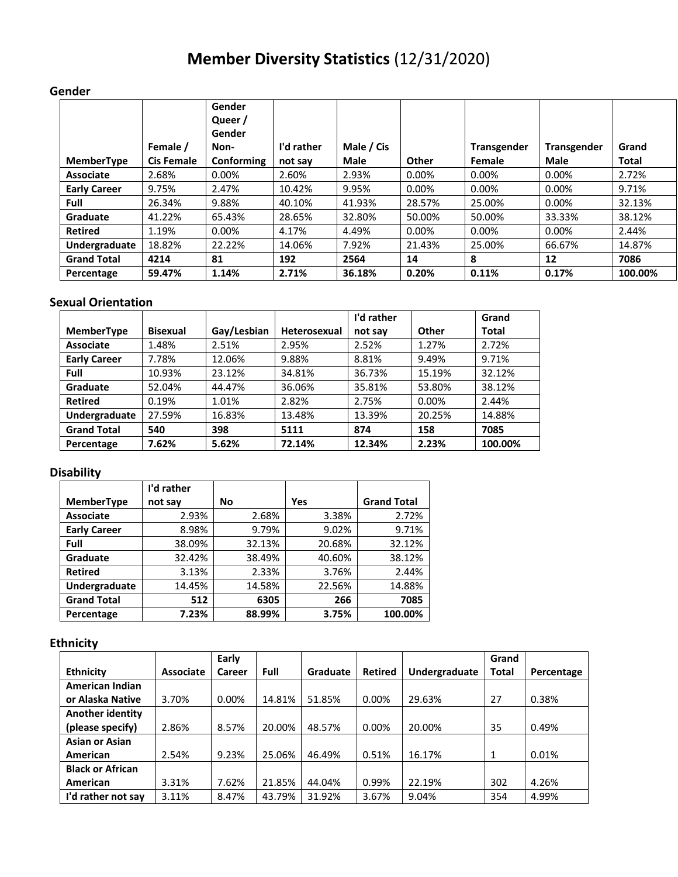# **Member Diversity Statistics** (12/31/2020)

### Gender

| MemberType | Female / Cis Female | Gender Queer / Gender Non-Conforming | I'd rather not say | Male / Cis Male | Other | Transgender Female | Transgender Male | Grand Total |
|---|---|---|---|---|---|---|---|---|
| **Associate** | 2.68% | 0.00% | 2.60% | 2.93% | 0.00% | 0.00% | 0.00% | 2.72% |
| **Early Career** | 9.75% | 2.47% | 10.42% | 9.95% | 0.00% | 0.00% | 0.00% | 9.71% |
| **Full** | 26.34% | 9.88% | 40.10% | 41.93% | 28.57% | 25.00% | 0.00% | 32.13% |
| **Graduate** | 41.22% | 65.43% | 28.65% | 32.80% | 50.00% | 50.00% | 33.33% | 38.12% |
| **Retired** | 1.19% | 0.00% | 4.17% | 4.49% | 0.00% | 0.00% | 0.00% | 2.44% |
| **Undergraduate** | 18.82% | 22.22% | 14.06% | 7.92% | 21.43% | 25.00% | 66.67% | 14.87% |
| **Grand Total** | **4214** | **81** | **192** | **2564** | **14** | **8** | **12** | **7086** |
| **Percentage** | **59.47%** | **1.14%** | **2.71%** | **36.18%** | **0.20%** | **0.11%** | **0.17%** | **100.00%** |

### Sexual Orientation

| MemberType | Bisexual | Gay/Lesbian | Heterosexual | I'd rather not say | Other | Grand Total |
|---|---|---|---|---|---|---|
| **Associate** | 1.48% | 2.51% | 2.95% | 2.52% | 1.27% | 2.72% |
| **Early Career** | 7.78% | 12.06% | 9.88% | 8.81% | 9.49% | 9.71% |
| **Full** | 10.93% | 23.12% | 34.81% | 36.73% | 15.19% | 32.12% |
| **Graduate** | 52.04% | 44.47% | 36.06% | 35.81% | 53.80% | 38.12% |
| **Retired** | 0.19% | 1.01% | 2.82% | 2.75% | 0.00% | 2.44% |
| **Undergraduate** | 27.59% | 16.83% | 13.48% | 13.39% | 20.25% | 14.88% |
| **Grand Total** | **540** | **398** | **5111** | **874** | **158** | **7085** |
| **Percentage** | **7.62%** | **5.62%** | **72.14%** | **12.34%** | **2.23%** | **100.00%** |

### Disability

| MemberType | I'd rather not say | No | Yes | Grand Total |
|---|---|---|---|---|
| **Associate** | 2.93% | 2.68% | 3.38% | 2.72% |
| **Early Career** | 8.98% | 9.79% | 9.02% | 9.71% |
| **Full** | 38.09% | 32.13% | 20.68% | 32.12% |
| **Graduate** | 32.42% | 38.49% | 40.60% | 38.12% |
| **Retired** | 3.13% | 2.33% | 3.76% | 2.44% |
| **Undergraduate** | 14.45% | 14.58% | 22.56% | 14.88% |
| **Grand Total** | **512** | **6305** | **266** | **7085** |
| **Percentage** | **7.23%** | **88.99%** | **3.75%** | **100.00%** |

### Ethnicity

| Ethnicity | Associate | Early Career | Full | Graduate | Retired | Undergraduate | Grand Total | Percentage |
|---|---|---|---|---|---|---|---|---|
| **American Indian or Alaska Native** | 3.70% | 0.00% | 14.81% | 51.85% | 0.00% | 29.63% | 27 | 0.38% |
| **Another identity (please specify)** | 2.86% | 8.57% | 20.00% | 48.57% | 0.00% | 20.00% | 35 | 0.49% |
| **Asian or Asian American** | 2.54% | 9.23% | 25.06% | 46.49% | 0.51% | 16.17% | 1 | 0.01% |
| **Black or African American** | 3.31% | 7.62% | 21.85% | 44.04% | 0.99% | 22.19% | 302 | 4.26% |
| **I'd rather not say** | 3.11% | 8.47% | 43.79% | 31.92% | 3.67% | 9.04% | 354 | 4.99% |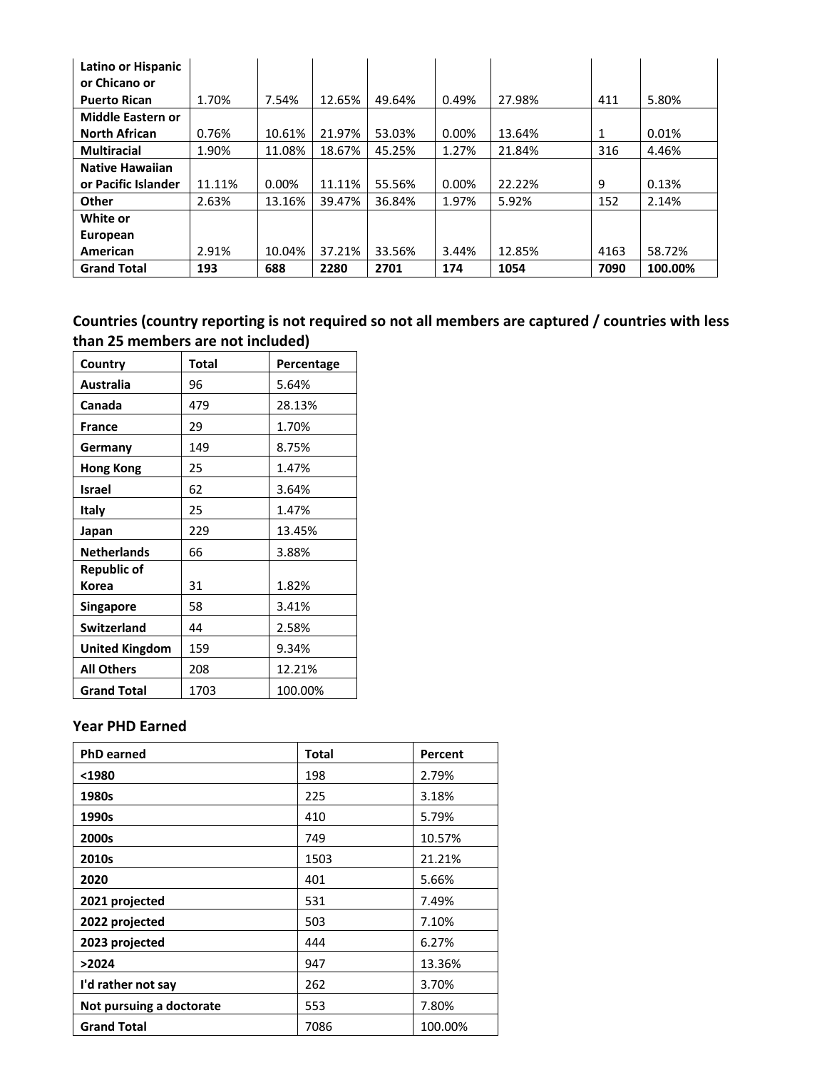| | | | | | | | | |
|---|---|---|---|---|---|---|---|---|
| **Latino or Hispanic or Chicano or Puerto Rican** | 1.70% | 7.54% | 12.65% | 49.64% | 0.49% | 27.98% | 411 | 5.80% |
| **Middle Eastern or North African** | 0.76% | 10.61% | 21.97% | 53.03% | 0.00% | 13.64% | 1 | 0.01% |
| **Multiracial** | 1.90% | 11.08% | 18.67% | 45.25% | 1.27% | 21.84% | 316 | 4.46% |
| **Native Hawaiian or Pacific Islander** | 11.11% | 0.00% | 11.11% | 55.56% | 0.00% | 22.22% | 9 | 0.13% |
| **Other** | 2.63% | 13.16% | 39.47% | 36.84% | 1.97% | 5.92% | 152 | 2.14% |
| **White or European American** | 2.91% | 10.04% | 37.21% | 33.56% | 3.44% | 12.85% | 4163 | 58.72% |
| **Grand Total** | **193** | **688** | **2280** | **2701** | **174** | **1054** | **7090** | **100.00%** |

### Countries (country reporting is not required so not all members are captured / countries with less than 25 members are not included)

| Country | Total | Percentage |
|---|---|---|
| **Australia** | 96 | 5.64% |
| **Canada** | 479 | 28.13% |
| **France** | 29 | 1.70% |
| **Germany** | 149 | 8.75% |
| **Hong Kong** | 25 | 1.47% |
| **Israel** | 62 | 3.64% |
| **Italy** | 25 | 1.47% |
| **Japan** | 229 | 13.45% |
| **Netherlands** | 66 | 3.88% |
| **Republic of Korea** | 31 | 1.82% |
| **Singapore** | 58 | 3.41% |
| **Switzerland** | 44 | 2.58% |
| **United Kingdom** | 159 | 9.34% |
| **All Others** | 208 | 12.21% |
| **Grand Total** | 1703 | 100.00% |

### Year PHD Earned

| PhD earned | Total | Percent |
|---|---|---|
| **<1980** | 198 | 2.79% |
| **1980s** | 225 | 3.18% |
| **1990s** | 410 | 5.79% |
| **2000s** | 749 | 10.57% |
| **2010s** | 1503 | 21.21% |
| **2020** | 401 | 5.66% |
| **2021 projected** | 531 | 7.49% |
| **2022 projected** | 503 | 7.10% |
| **2023 projected** | 444 | 6.27% |
| **>2024** | 947 | 13.36% |
| **I'd rather not say** | 262 | 3.70% |
| **Not pursuing a doctorate** | 553 | 7.80% |
| **Grand Total** | 7086 | 100.00% |